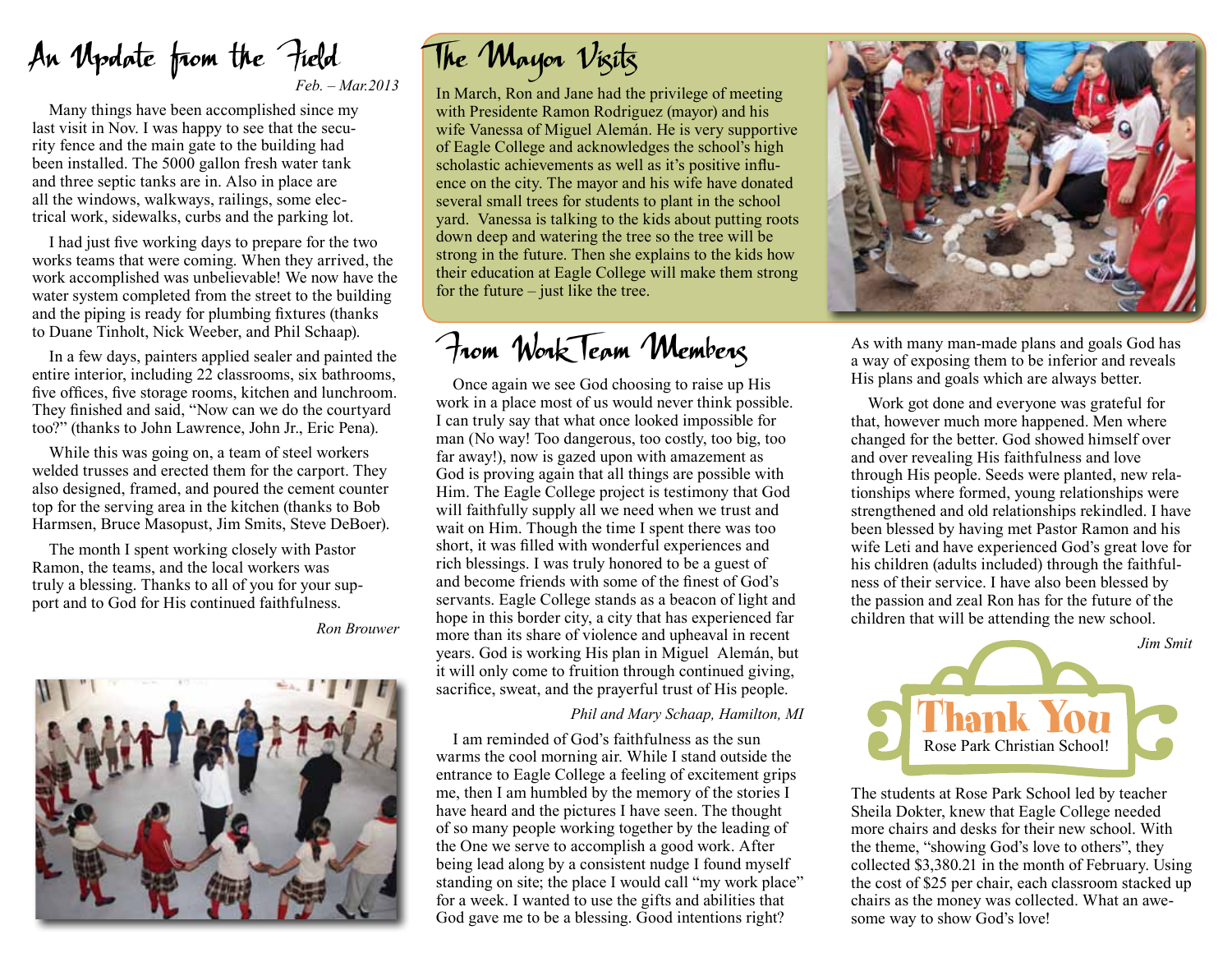## An Update from the Field

*Feb. – Mar.2013*

Many things have been accomplished since my last visit in Nov. I was happy to see that the security fence and the main gate to the building had been installed. The 5000 gallon fresh water tank and three septic tanks are in. Also in place are all the windows, walkways, railings, some electrical work, sidewalks, curbs and the parking lot.

I had just five working days to prepare for the two works teams that were coming. When they arrived, the work accomplished was unbelievable! We now have the water system completed from the street to the building and the piping is ready for plumbing fixtures (thanks to Duane Tinholt, Nick Weeber, and Phil Schaap).

In a few days, painters applied sealer and painted the entire interior, including 22 classrooms, six bathrooms, five offices, five storage rooms, kitchen and lunchroom. They finished and said, "Now can we do the courtyard too?" (thanks to John Lawrence, John Jr., Eric Pena).

While this was going on, a team of steel workers welded trusses and erected them for the carport. They also designed, framed, and poured the cement counter top for the serving area in the kitchen (thanks to Bob Harmsen, Bruce Masopust, Jim Smits, Steve DeBoer).

The month I spent working closely with Pastor Ramon, the teams, and the local workers was truly a blessing. Thanks to all of you for your support and to God for His continued faithfulness.

*Ron Brouwer*

## The Mayor Visits

In March, Ron and Jane had the privilege of meeting with Presidente Ramon Rodriguez (mayor) and his wife Vanessa of Miguel Alemán. He is very supportive of Eagle College and acknowledges the school's high scholastic achievements as well as it's positive influence on the city. The mayor and his wife have donated several small trees for students to plant in the school yard. Vanessa is talking to the kids about putting roots down deep and watering the tree so the tree will be strong in the future. Then she explains to the kids how their education at Eagle College will make them strong for the future – just like the tree.

## From Work Team Members

Once again we see God choosing to raise up His work in a place most of us would never think possible. I can truly say that what once looked impossible for man (No way! Too dangerous, too costly, too big, too far away!), now is gazed upon with amazement as God is proving again that all things are possible with Him. The Eagle College project is testimony that God will faithfully supply all we need when we trust and wait on Him. Though the time I spent there was too short, it was filled with wonderful experiences and rich blessings. I was truly honored to be a guest of and become friends with some of the finest of God's servants. Eagle College stands as a beacon of light and hope in this border city, a city that has experienced far more than its share of violence and upheaval in recent years. God is working His plan in Miguel Alemán, but it will only come to fruition through continued giving, sacrifice, sweat, and the prayerful trust of His people.

*Phil and Mary Schaap, Hamilton, MI*

I am reminded of God's faithfulness as the sun warms the cool morning air. While I stand outside the entrance to Eagle College a feeling of excitement grips me, then I am humbled by the memory of the stories I have heard and the pictures I have seen. The thought of so many people working together by the leading of the One we serve to accomplish a good work. After being lead along by a consistent nudge I found myself standing on site; the place I would call "my work place" for a week. I wanted to use the gifts and abilities that God gave me to be a blessing. Good intentions right? As with many man-made plans and goals God has a way of exposing them to be inferior and reveals His plans and goals which are always better.

Work got done and everyone was grateful for that, however much more happened. Men where changed for the better. God showed himself over and over revealing His faithfulness and love through His people. Seeds were planted, new relationships where formed, young relationships were strengthened and old relationships rekindled. I have been blessed by having met Pastor Ramon and his wife Leti and have experienced God's great love for his children (adults included) through the faithfulness of their service. I have also been blessed by the passion and zeal Ron has for the future of the children that will be attending the new school.

*Jim Smit*

## Thank You
Rose Park Christian School!

The students at Rose Park School led by teacher Sheila Dokter, knew that Eagle College needed more chairs and desks for their new school. With the theme, "showing God's love to others", they collected $3,380.21 in the month of February. Using the cost of $25 per chair, each classroom stacked up chairs as the money was collected. What an awesome way to show God's love!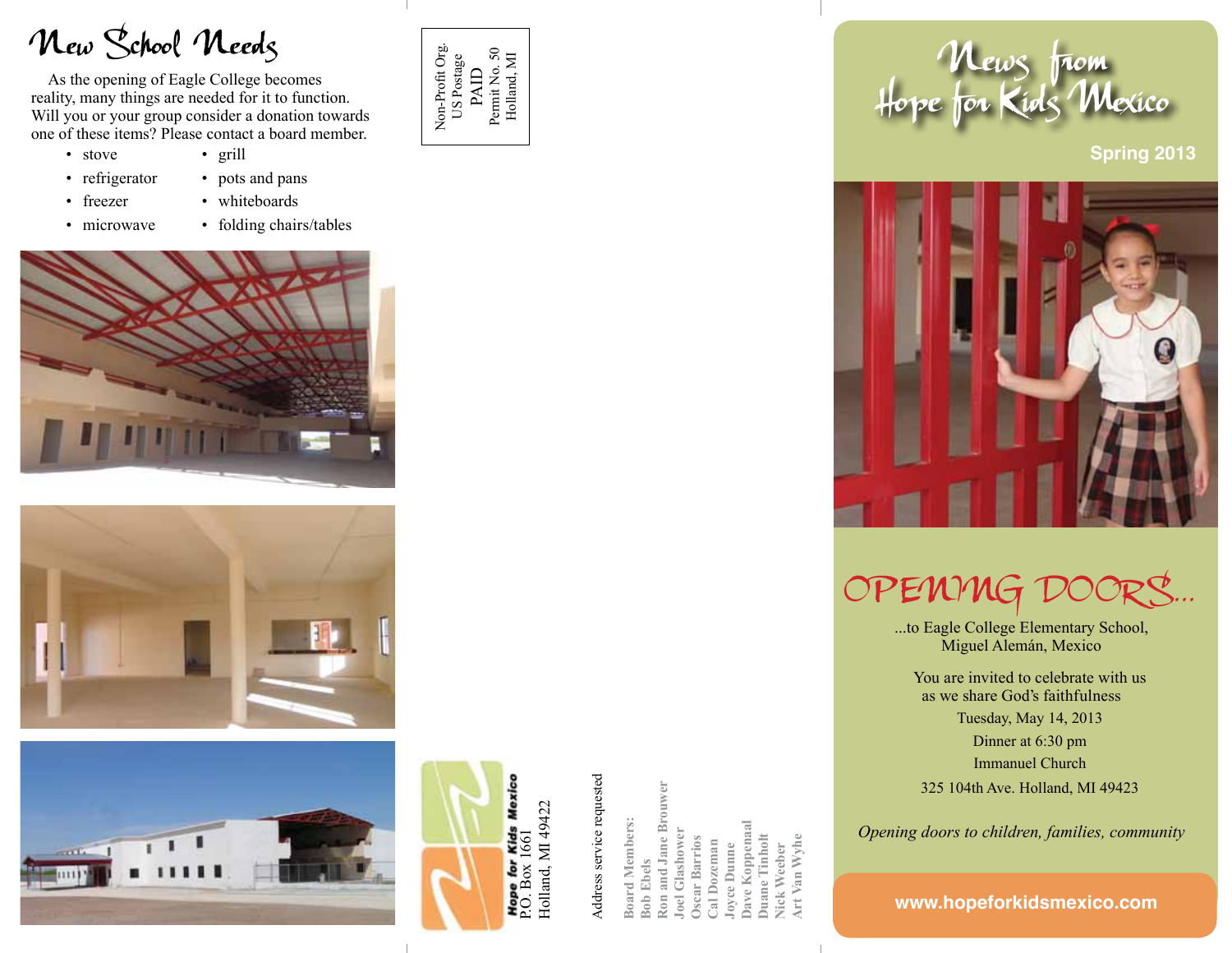# New School Needs

As the opening of Eagle College becomes reality, many things are needed for it to function. Will you or your group consider a donation towards one of these items? Please contact a board member.

- stove
- refrigerator
- freezer
- microwave
- grill
- pots and pans
- whiteboards
- folding chairs/tables

Non-Profit Org.
US Postage
PAID
Permit No. 50
Holland, MI

**Hope for Kids Mexico**
P.O. Box 1661
Holland, MI 49422

Address service requested

**Board Members:**
**Bob Ebels**
**Ron and Jane Brouwer**
**Joel Glashower**
**Oscar Barrios**
**Cal Dozeman**
**Joyce Dunne**
**Dave Koppenaal**
**Duane Tinholt**
**Nick Weeber**
**Art Van Wyhe**

# News from Hope for Kids Mexico

**Spring 2013**

## OPENING DOORS...

...to Eagle College Elementary School, Miguel Alemán, Mexico

You are invited to celebrate with us as we share God's faithfulness

Tuesday, May 14, 2013
Dinner at 6:30 pm
Immanuel Church
325 104th Ave. Holland, MI 49423

*Opening doors to children, families, community*

**www.hopeforkidsmexico.com**